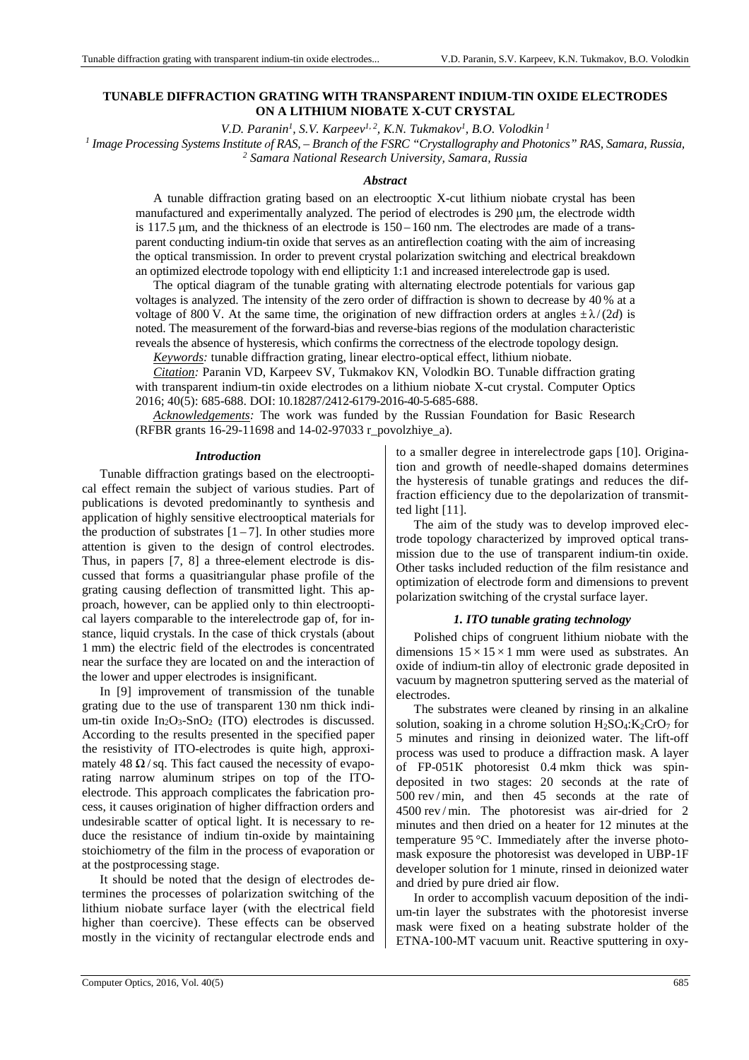# TUNABLE DIFFRACTION GRATING WITH TRANSPARENT INDIUM-TIN OXIDE ELECTRODES ON A LITHIUM NIOBATE X-CUT CRYSTAL

*V.D. Paranin[1], S.V. Karpeev[1, 2], K.N. Tukmakov[1], B.O. Volodkin[1]*

[1] *Image Processing Systems Institute of RAS, – Branch of the FSRC "Crystallography and Photonics" RAS, Samara, Russia,*
[2] *Samara National Research University, Samara, Russia*

### *Abstract*

A tunable diffraction grating based on an electrooptic X-cut lithium niobate crystal has been manufactured and experimentally analyzed. The period of electrodes is 290 μm, the electrode width is 117.5 μm, and the thickness of an electrode is 150 – 160 nm. The electrodes are made of a transparent conducting indium-tin oxide that serves as an antireflection coating with the aim of increasing the optical transmission. In order to prevent crystal polarization switching and electrical breakdown an optimized electrode topology with end ellipticity 1:1 and increased interelectrode gap is used.

The optical diagram of the tunable grating with alternating electrode potentials for various gap voltages is analyzed. The intensity of the zero order of diffraction is shown to decrease by 40 % at a voltage of 800 V. At the same time, the origination of new diffraction orders at angles $\pm\lambda/(2d)$ is noted. The measurement of the forward-bias and reverse-bias regions of the modulation characteristic reveals the absence of hysteresis, which confirms the correctness of the electrode topology design.

*Keywords:* tunable diffraction grating, linear electro-optical effect, lithium niobate.

*Citation:* Paranin VD, Karpeev SV, Tukmakov KN, Volodkin BO. Tunable diffraction grating with transparent indium-tin oxide electrodes on a lithium niobate X-cut crystal. Computer Optics 2016; 40(5): 685-688. DOI: 10.18287/2412-6179-2016-40-5-685-688.

*Acknowledgements:* The work was funded by the Russian Foundation for Basic Research (RFBR grants 16-29-11698 and 14-02-97033 r_povolzhiye_a).

## *Introduction*

Tunable diffraction gratings based on the electrooptical effect remain the subject of various studies. Part of publications is devoted predominantly to synthesis and application of highly sensitive electrooptical materials for the production of substrates [1 – 7]. In other studies more attention is given to the design of control electrodes. Thus, in papers [7, 8] a three-element electrode is discussed that forms a quasitriangular phase profile of the grating causing deflection of transmitted light. This approach, however, can be applied only to thin electrooptical layers comparable to the interelectrode gap of, for instance, liquid crystals. In the case of thick crystals (about 1 mm) the electric field of the electrodes is concentrated near the surface they are located on and the interaction of the lower and upper electrodes is insignificant.

In [9] improvement of transmission of the tunable grating due to the use of transparent 130 nm thick indium-tin oxide $In_2O_3$-$SnO_2$ (ITO) electrodes is discussed. According to the results presented in the specified paper the resistivity of ITO-electrodes is quite high, approximately 48 Ω / sq. This fact caused the necessity of evaporating narrow aluminum stripes on top of the ITO-electrode. This approach complicates the fabrication process, it causes origination of higher diffraction orders and undesirable scatter of optical light. It is necessary to reduce the resistance of indium tin-oxide by maintaining stoichiometry of the film in the process of evaporation or at the postprocessing stage.

It should be noted that the design of electrodes determines the processes of polarization switching of the lithium niobate surface layer (with the electrical field higher than coercive). These effects can be observed mostly in the vicinity of rectangular electrode ends and to a smaller degree in interelectrode gaps [10]. Origination and growth of needle-shaped domains determines the hysteresis of tunable gratings and reduces the diffraction efficiency due to the depolarization of transmitted light [11].

The aim of the study was to develop improved electrode topology characterized by improved optical transmission due to the use of transparent indium-tin oxide. Other tasks included reduction of the film resistance and optimization of electrode form and dimensions to prevent polarization switching of the crystal surface layer.

## *1. ITO tunable grating technology*

Polished chips of congruent lithium niobate with the dimensions 15 × 15 × 1 mm were used as substrates. An oxide of indium-tin alloy of electronic grade deposited in vacuum by magnetron sputtering served as the material of electrodes.

The substrates were cleaned by rinsing in an alkaline solution, soaking in a chrome solution $H_2SO_4$:$K_2CrO_7$ for 5 minutes and rinsing in deionized water. The lift-off process was used to produce a diffraction mask. A layer of FP-051K photoresist 0.4 mkm thick was spin-deposited in two stages: 20 seconds at the rate of 500 rev / min, and then 45 seconds at the rate of 4500 rev / min. The photoresist was air-dried for 2 minutes and then dried on a heater for 12 minutes at the temperature 95 °C. Immediately after the inverse photomask exposure the photoresist was developed in UBP-1F developer solution for 1 minute, rinsed in deionized water and dried by pure dried air flow.

In order to accomplish vacuum deposition of the indium-tin layer the substrates with the photoresist inverse mask were fixed on a heating substrate holder of the ETNA-100-MT vacuum unit. Reactive sputtering in oxy-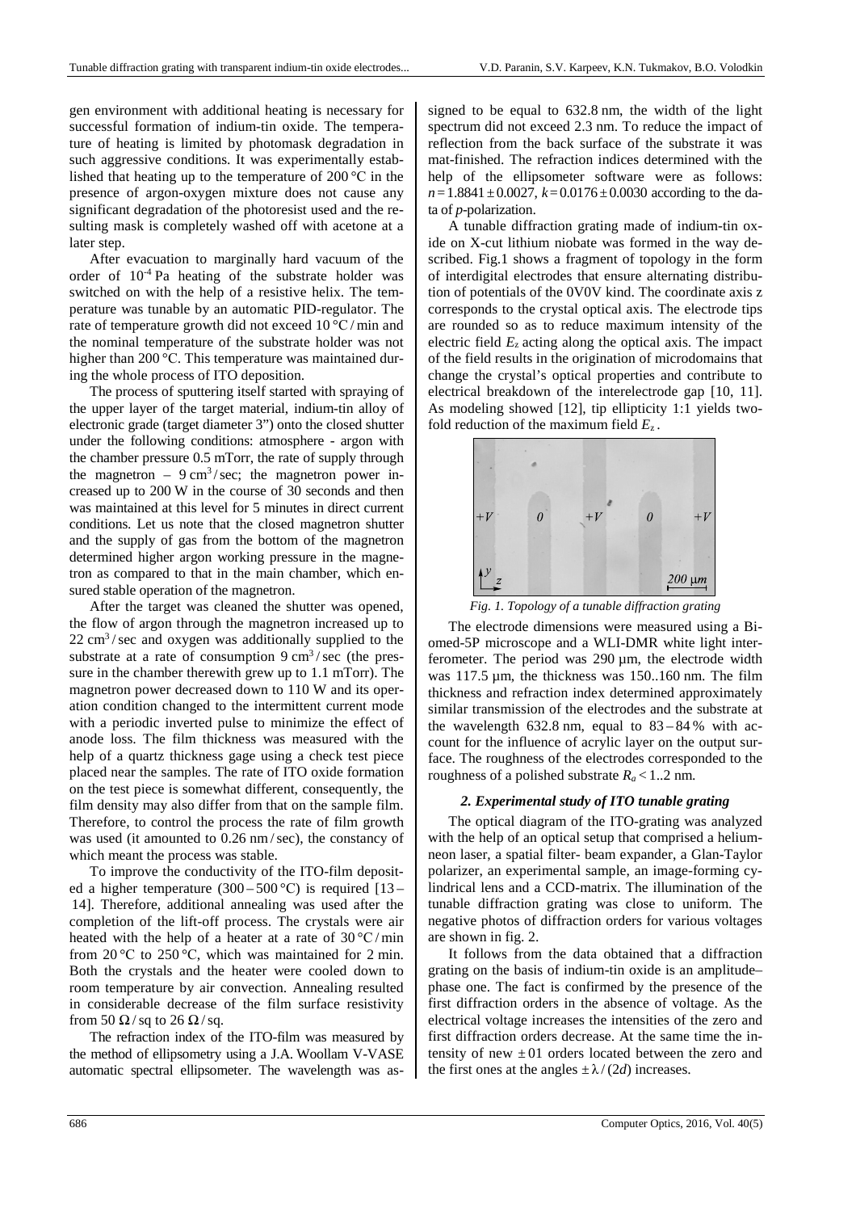gen environment with additional heating is necessary for successful formation of indium-tin oxide. The temperature of heating is limited by photomask degradation in such aggressive conditions. It was experimentally established that heating up to the temperature of 200 °C in the presence of argon-oxygen mixture does not cause any significant degradation of the photoresist used and the resulting mask is completely washed off with acetone at a later step.

After evacuation to marginally hard vacuum of the order of $10^{-4}$ Pa heating of the substrate holder was switched on with the help of a resistive helix. The temperature was tunable by an automatic PID-regulator. The rate of temperature growth did not exceed 10 °C / min and the nominal temperature of the substrate holder was not higher than 200 °C. This temperature was maintained during the whole process of ITO deposition.

The process of sputtering itself started with spraying of the upper layer of the target material, indium-tin alloy of electronic grade (target diameter 3") onto the closed shutter under the following conditions: atmosphere - argon with the chamber pressure 0.5 mTorr, the rate of supply through the magnetron – 9 $cm^3$ / sec; the magnetron power increased up to 200 W in the course of 30 seconds and then was maintained at this level for 5 minutes in direct current conditions. Let us note that the closed magnetron shutter and the supply of gas from the bottom of the magnetron determined higher argon working pressure in the magnetron as compared to that in the main chamber, which ensured stable operation of the magnetron.

After the target was cleaned the shutter was opened, the flow of argon through the magnetron increased up to 22 $cm^3$ / sec and oxygen was additionally supplied to the substrate at a rate of consumption 9 $cm^3$ / sec (the pressure in the chamber therewith grew up to 1.1 mTorr). The magnetron power decreased down to 110 W and its operation condition changed to the intermittent current mode with a periodic inverted pulse to minimize the effect of anode loss. The film thickness was measured with the help of a quartz thickness gage using a check test piece placed near the samples. The rate of ITO oxide formation on the test piece is somewhat different, consequently, the film density may also differ from that on the sample film. Therefore, to control the process the rate of film growth was used (it amounted to 0.26 nm / sec), the constancy of which meant the process was stable.

To improve the conductivity of the ITO-film deposited a higher temperature (300 – 500 °C) is required [13 – 14]. Therefore, additional annealing was used after the completion of the lift-off process. The crystals were air heated with the help of a heater at a rate of 30 °C / min from 20 °C to 250 °C, which was maintained for 2 min. Both the crystals and the heater were cooled down to room temperature by air convection. Annealing resulted in considerable decrease of the film surface resistivity from 50 Ω / sq to 26 Ω / sq.

The refraction index of the ITO-film was measured by the method of ellipsometry using a J.A. Woollam V-VASE automatic spectral ellipsometer. The wavelength was assigned to be equal to 632.8 nm, the width of the light spectrum did not exceed 2.3 nm. To reduce the impact of reflection from the back surface of the substrate it was mat-finished. The refraction indices determined with the help of the ellipsometer software were as follows: $n = 1.8841 \pm 0.0027$, $k = 0.0176 \pm 0.0030$ according to the data of *p*-polarization.

A tunable diffraction grating made of indium-tin oxide on X-cut lithium niobate was formed in the way described. Fig.1 shows a fragment of topology in the form of interdigital electrodes that ensure alternating distribution of potentials of the 0V0V kind. The coordinate axis z corresponds to the crystal optical axis. The electrode tips are rounded so as to reduce maximum intensity of the electric field $E_z$ acting along the optical axis. The impact of the field results in the origination of microdomains that change the crystal's optical properties and contribute to electrical breakdown of the interelectrode gap [10, 11]. As modeling showed [12], tip ellipticity 1:1 yields twofold reduction of the maximum field $E_z$.

*Fig. 1. Topology of a tunable diffraction grating*

The electrode dimensions were measured using a Biomed-5P microscope and a WLI-DMR white light interferometer. The period was 290 µm, the electrode width was 117.5 µm, the thickness was 150..160 nm. The film thickness and refraction index determined approximately similar transmission of the electrodes and the substrate at the wavelength 632.8 nm, equal to 83 – 84 % with account for the influence of acrylic layer on the output surface. The roughness of the electrodes corresponded to the roughness of a polished substrate $R_a$ < 1..2 nm.

### *2. Experimental study of ITO tunable grating*

The optical diagram of the ITO-grating was analyzed with the help of an optical setup that comprised a helium-neon laser, a spatial filter- beam expander, a Glan-Taylor polarizer, an experimental sample, an image-forming cylindrical lens and a CCD-matrix. The illumination of the tunable diffraction grating was close to uniform. The negative photos of diffraction orders for various voltages are shown in fig. 2.

It follows from the data obtained that a diffraction grating on the basis of indium-tin oxide is an amplitude–phase one. The fact is confirmed by the presence of the first diffraction orders in the absence of voltage. As the electrical voltage increases the intensities of the zero and first diffraction orders decrease. At the same time the intensity of new ± 01 orders located between the zero and the first ones at the angles $\pm \lambda / (2d)$ increases.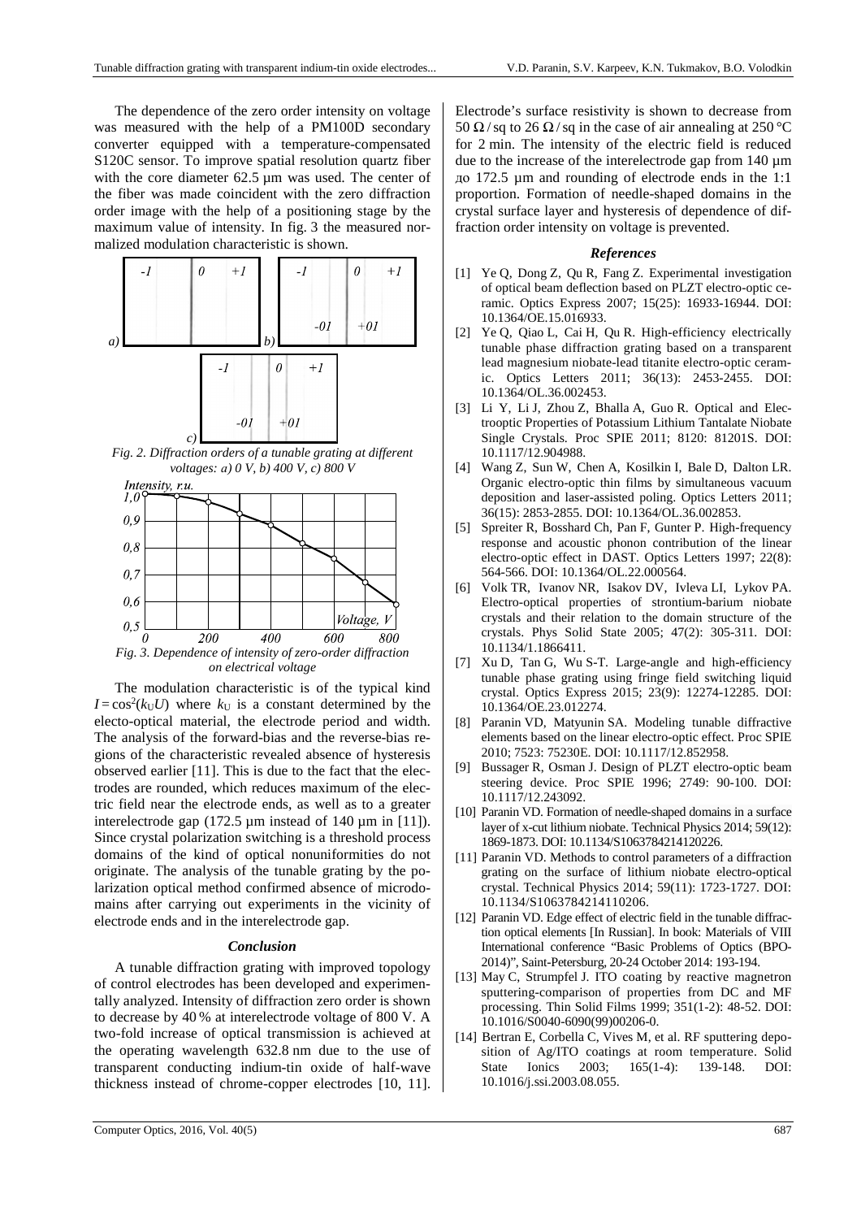The dependence of the zero order intensity on voltage was measured with the help of a PM100D secondary converter equipped with a temperature-compensated S120C sensor. To improve spatial resolution quartz fiber with the core diameter 62.5 µm was used. The center of the fiber was made coincident with the zero diffraction order image with the help of a positioning stage by the maximum value of intensity. In fig. 3 the measured normalized modulation characteristic is shown.

*Fig. 2. Diffraction orders of a tunable grating at different voltages: a) 0 V, b) 400 V, c) 800 V*

*Fig. 3. Dependence of intensity of zero-order diffraction on electrical voltage*

The modulation characteristic is of the typical kind $I = \cos^2(k_U U)$ where $k_U$ is a constant determined by the electo-optical material, the electrode period and width. The analysis of the forward-bias and the reverse-bias regions of the characteristic revealed absence of hysteresis observed earlier [11]. This is due to the fact that the electrodes are rounded, which reduces maximum of the electric field near the electrode ends, as well as to a greater interelectrode gap (172.5 µm instead of 140 µm in [11]). Since crystal polarization switching is a threshold process domains of the kind of optical nonuniformities do not originate. The analysis of the tunable grating by the polarization optical method confirmed absence of microdomains after carrying out experiments in the vicinity of electrode ends and in the interelectrode gap.

### Conclusion

A tunable diffraction grating with improved topology of control electrodes has been developed and experimentally analyzed. Intensity of diffraction zero order is shown to decrease by 40 % at interelectrode voltage of 800 V. A two-fold increase of optical transmission is achieved at the operating wavelength 632.8 nm due to the use of transparent conducting indium-tin oxide of half-wave thickness instead of chrome-copper electrodes [10, 11]. Electrode's surface resistivity is shown to decrease from 50 Ω / sq to 26 Ω / sq in the case of air annealing at 250 °C for 2 min. The intensity of the electric field is reduced due to the increase of the interelectrode gap from 140 µm до 172.5 µm and rounding of electrode ends in the 1:1 proportion. Formation of needle-shaped domains in the crystal surface layer and hysteresis of dependence of diffraction order intensity on voltage is prevented.

### References

[1] Ye Q, Dong Z, Qu R, Fang Z. Experimental investigation of optical beam deflection based on PLZT electro-optic ceramic. Optics Express 2007; 15(25): 16933-16944. DOI: 10.1364/OE.15.016933.

[2] Ye Q, Qiao L, Cai H, Qu R. High-efficiency electrically tunable phase diffraction grating based on a transparent lead magnesium niobate-lead titanite electro-optic ceramic. Optics Letters 2011; 36(13): 2453-2455. DOI: 10.1364/OL.36.002453.

[3] Li Y, Li J, Zhou Z, Bhalla A, Guo R. Optical and Electrooptic Properties of Potassium Lithium Tantalate Niobate Single Crystals. Proc SPIE 2011; 8120: 81201S. DOI: 10.1117/12.904988.

[4] Wang Z, Sun W, Chen A, Kosilkin I, Bale D, Dalton LR. Organic electro-optic thin films by simultaneous vacuum deposition and laser-assisted poling. Optics Letters 2011; 36(15): 2853-2855. DOI: 10.1364/OL.36.002853.

[5] Spreiter R, Bosshard Ch, Pan F, Gunter P. High-frequency response and acoustic phonon contribution of the linear electro-optic effect in DAST. Optics Letters 1997; 22(8): 564-566. DOI: 10.1364/OL.22.000564.

[6] Volk TR, Ivanov NR, Isakov DV, Ivleva LI, Lykov PA. Electro-optical properties of strontium-barium niobate crystals and their relation to the domain structure of the crystals. Phys Solid State 2005; 47(2): 305-311. DOI: 10.1134/1.1866411.

[7] Xu D, Tan G, Wu S-T. Large-angle and high-efficiency tunable phase grating using fringe field switching liquid crystal. Optics Express 2015; 23(9): 12274-12285. DOI: 10.1364/OE.23.012274.

[8] Paranin VD, Matyunin SA. Modeling tunable diffractive elements based on the linear electro-optic effect. Proc SPIE 2010; 7523: 75230E. DOI: 10.1117/12.852958.

[9] Bussager R, Osman J. Design of PLZT electro-optic beam steering device. Proc SPIE 1996; 2749: 90-100. DOI: 10.1117/12.243092.

[10] Paranin VD. Formation of needle-shaped domains in a surface layer of x-cut lithium niobate. Technical Physics 2014; 59(12): 1869-1873. DOI: 10.1134/S1063784214120226.

[11] Paranin VD. Methods to control parameters of a diffraction grating on the surface of lithium niobate electro-optical crystal. Technical Physics 2014; 59(11): 1723-1727. DOI: 10.1134/S1063784214110206.

[12] Paranin VD. Edge effect of electric field in the tunable diffraction optical elements [In Russian]. In book: Materials of VIII International conference "Basic Problems of Optics (BPO-2014)", Saint-Petersburg, 20-24 October 2014: 193-194.

[13] May C, Strumpfel J. ITO coating by reactive magnetron sputtering-comparison of properties from DC and MF processing. Thin Solid Films 1999; 351(1-2): 48-52. DOI: 10.1016/S0040-6090(99)00206-0.

[14] Bertran E, Corbella C, Vives M, et al. RF sputtering deposition of Ag/ITO coatings at room temperature. Solid State Ionics 2003; 165(1-4): 139-148. DOI: 10.1016/j.ssi.2003.08.055.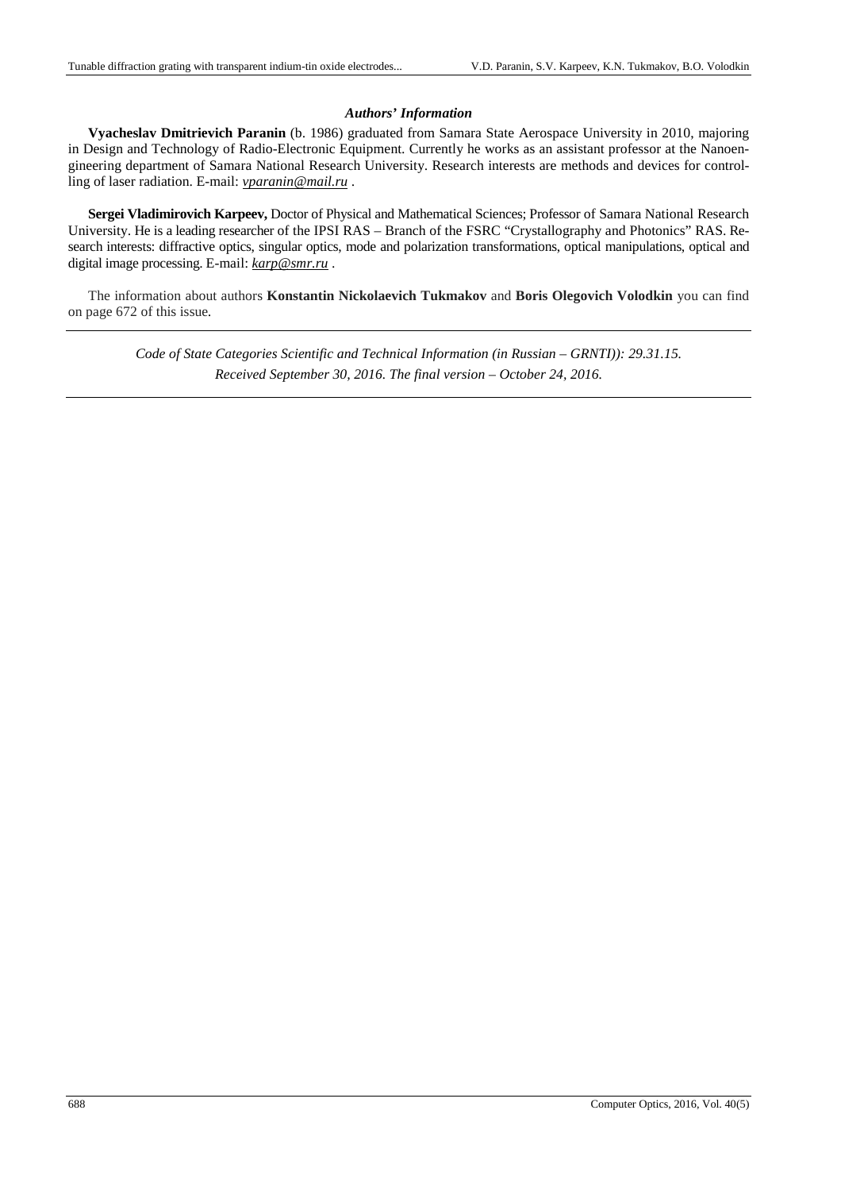### *Authors' Information*

**Vyacheslav Dmitrievich Paranin** (b. 1986) graduated from Samara State Aerospace University in 2010, majoring in Design and Technology of Radio-Electronic Equipment. Currently he works as an assistant professor at the Nanoengineering department of Samara National Research University. Research interests are methods and devices for controlling of laser radiation. E-mail: *vparanin@mail.ru* .

**Sergei Vladimirovich Karpeev,** Doctor of Physical and Mathematical Sciences; Professor of Samara National Research University. He is a leading researcher of the IPSI RAS – Branch of the FSRC "Crystallography and Photonics" RAS. Research interests: diffractive optics, singular optics, mode and polarization transformations, optical manipulations, optical and digital image processing. E-mail: *karp@smr.ru* .

The information about authors **Konstantin Nickolaevich Tukmakov** and **Boris Olegovich Volodkin** you can find on page 672 of this issue.

---

*Code of State Categories Scientific and Technical Information (in Russian – GRNTI)): 29.31.15.*
*Received September 30, 2016. The final version – October 24, 2016.*

---